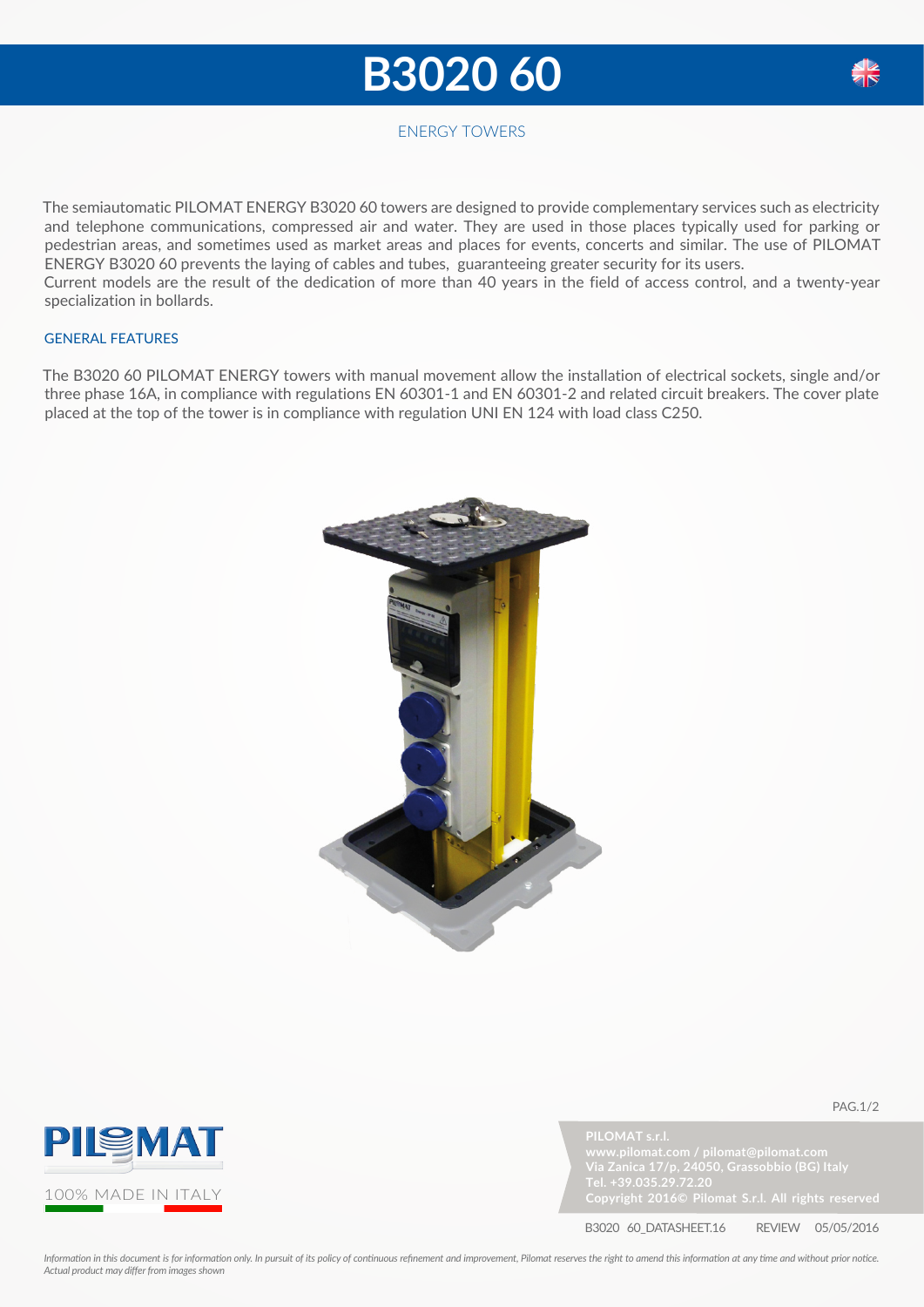# B3020 60

ENERGY TOWERS

The semiautomatic PILOMAT ENERGY B3020 60 towers are designed to provide complementary services such as electricity and telephone communications, compressed air and water. They are used in those places typically used for parking or pedestrian areas, and sometimes used as market areas and places for events, concerts and similar. The use of PILOMAT ENERGY B3020 60 prevents the laying of cables and tubes, guaranteeing greater security for its users.
Current models are the result of the dedication of more than 40 years in the field of access control, and a twenty-year specialization in bollards.

## GENERAL FEATURES

The B3020 60 PILOMAT ENERGY towers with manual movement allow the installation of electrical sockets, single and/or three phase 16A, in compliance with regulations EN 60301-1 and EN 60301-2 and related circuit breakers. The cover plate placed at the top of the tower is in compliance with regulation UNI EN 124 with load class C250.

PILOMAT

100% MADE IN ITALY

**PILOMAT s.r.l.**
**www.pilomat.com / pilomat@pilomat.com**
**Via Zanica 17/p, 24050, Grassobbio (BG) Italy**
**Tel. +39.035.29.72.20**
**Copyright 2016© Pilomat S.r.l. All rights reserved**

B3020 60_DATASHEET.16 REVIEW 05/05/2016

*Information in this document is for information only. In pursuit of its policy of continuous refinement and improvement, Pilomat reserves the right to amend this information at any time and without prior notice. Actual product may differ from images shown*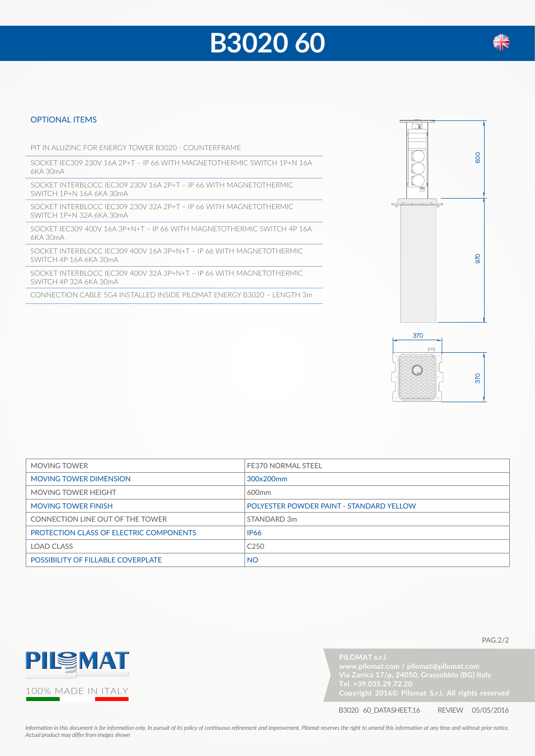# B3020 60

## OPTIONAL ITEMS

- PIT IN ALUZINC FOR ENERGY TOWER B3020 - COUNTERFRAME
- SOCKET IEC309 230V 16A 2P+T – IP 66 WITH MAGNETOTHERMIC SWITCH 1P+N 16A 6KA 30mA
- SOCKET INTERBLOCC IEC309 230V 16A 2P+T – IP 66 WITH MAGNETOTHERMIC SWITCH 1P+N 16A 6KA 30mA
- SOCKET INTERBLOCC IEC309 230V 32A 2P+T – IP 66 WITH MAGNETOTHERMIC SWITCH 1P+N 32A 6KA 30mA
- SOCKET IEC309 400V 16A 3P+N+T – IP 66 WITH MAGNETOTHERMIC SWITCH 4P 16A 6KA 30mA
- SOCKET INTERBLOCC IEC309 400V 16A 3P+N+T – IP 66 WITH MAGNETOTHERMIC SWITCH 4P 16A 6KA 30mA
- SOCKET INTERBLOCC IEC309 400V 32A 3P+N+T – IP 66 WITH MAGNETOTHERMIC SWITCH 4P 32A 6KA 30mA
- CONNECTION CABLE 5G4 INSTALLED INSIDE PILOMAT ENERGY B3020 – LENGTH 3m

600

970

370

370

| | |
|---|---|
| MOVING TOWER | FE370 NORMAL STEEL |
| MOVING TOWER DIMENSION | 300x200mm |
| MOVING TOWER HEIGHT | 600mm |
| MOVING TOWER FINISH | POLYESTER POWDER PAINT - STANDARD YELLOW |
| CONNECTION LINE OUT OF THE TOWER | STANDARD 3m |
| PROTECTION CLASS OF ELECTRIC COMPONENTS | IP66 |
| LOAD CLASS | C250 |
| POSSIBILITY OF FILLABLE COVERPLATE | NO |

PILOMAT

100% MADE IN ITALY

PILOMAT s.r.l.
www.pilomat.com / pilomat@pilomat.com
Via Zanica 17/p, 24050, Grassobbio (BG) Italy
Tel. +39.035.29.72.20
Copyright 2016© Pilomat S.r.l. All rights reserved

B3020 60_DATASHEET.16 REVIEW 05/05/2016

*Information in this document is for information only. In pursuit of its policy of continuous refinement and improvement, Pilomat reserves the right to amend this information at any time and without prior notice. Actual product may differ from images shown*